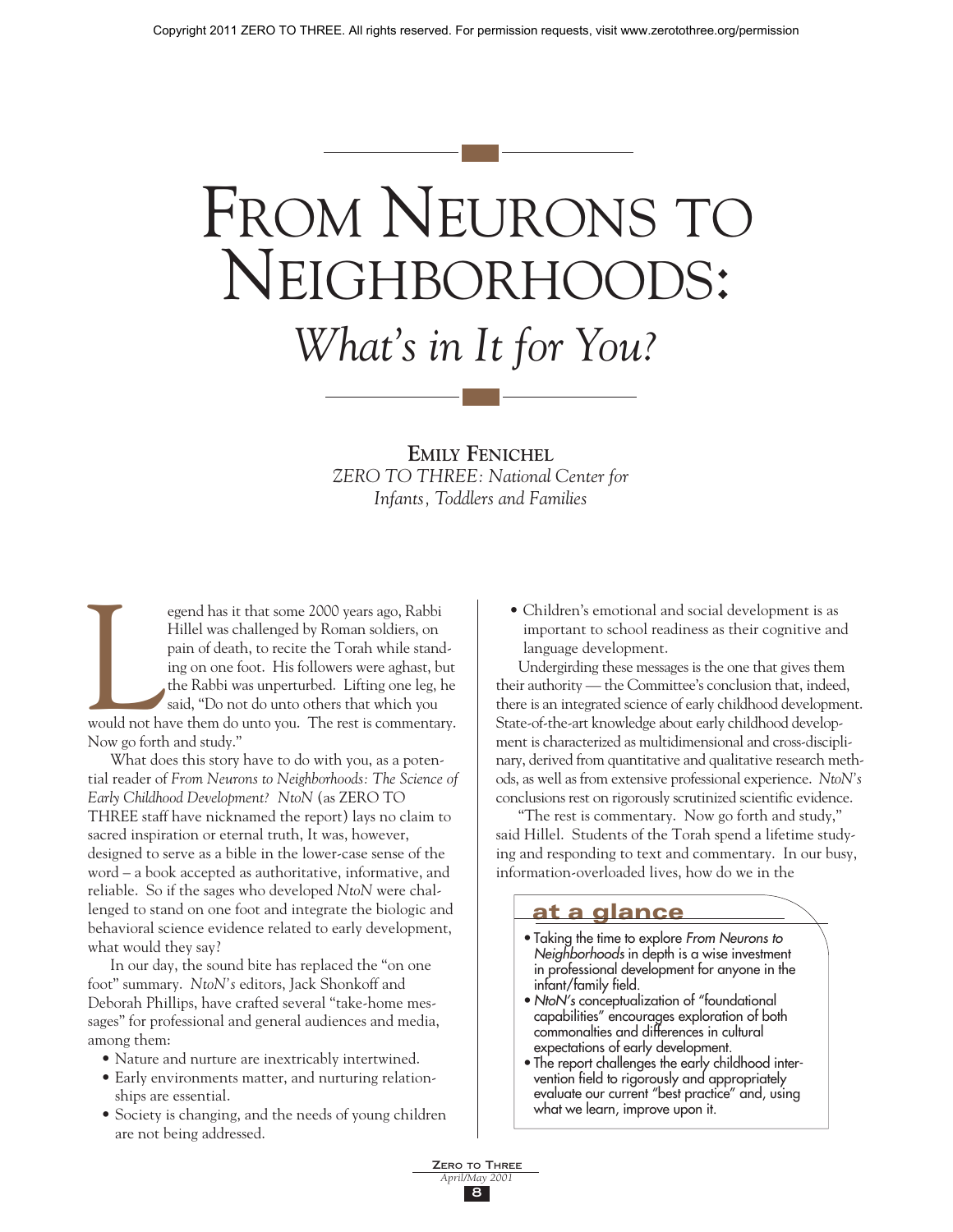Copyright 2011 ZERO TO THREE. All rights reserved. For permission requests, visit www.zerotothree.org/permission

# From Neurons to Neighborhoods: *What's in It for You?*

**Emily Fenichel**
*ZERO TO THREE: National Center for Infants, Toddlers and Families*

Legend has it that some 2000 years ago, Rabbi Hillel was challenged by Roman soldiers, on pain of death, to recite the Torah while standing on one foot. His followers were aghast, but the Rabbi was unperturbed. Lifting one leg, he said, "Do not do unto others that which you would not have them do unto you. The rest is commentary. Now go forth and study."

What does this story have to do with you, as a potential reader of *From Neurons to Neighborhoods: The Science of Early Childhood Development? NtoN* (as ZERO TO THREE staff have nicknamed the report) lays no claim to sacred inspiration or eternal truth, It was, however, designed to serve as a bible in the lower-case sense of the word – a book accepted as authoritative, informative, and reliable. So if the sages who developed *NtoN* were challenged to stand on one foot and integrate the biologic and behavioral science evidence related to early development, what would they say?

In our day, the sound bite has replaced the "on one foot" summary. *NtoN's* editors, Jack Shonkoff and Deborah Phillips, have crafted several "take-home messages" for professional and general audiences and media, among them:

- Nature and nurture are inextricably intertwined.
- Early environments matter, and nurturing relationships are essential.
- Society is changing, and the needs of young children are not being addressed.
- Children's emotional and social development is as important to school readiness as their cognitive and language development.

Undergirding these messages is the one that gives them their authority — the Committee's conclusion that, indeed, there is an integrated science of early childhood development. State-of-the-art knowledge about early childhood development is characterized as multidimensional and cross-disciplinary, derived from quantitative and qualitative research methods, as well as from extensive professional experience. *NtoN's* conclusions rest on rigorously scrutinized scientific evidence.

"The rest is commentary. Now go forth and study," said Hillel. Students of the Torah spend a lifetime studying and responding to text and commentary. In our busy, information-overloaded lives, how do we in the

> **at a glance**
>
> - Taking the time to explore *From Neurons to Neighborhoods* in depth is a wise investment in professional development for anyone in the infant/family field.
> - *NtoN's* conceptualization of "foundational capabilities" encourages exploration of both commonalties and differences in cultural expectations of early development.
> - The report challenges the early childhood intervention field to rigorously and appropriately evaluate our current "best practice" and, using what we learn, improve upon it.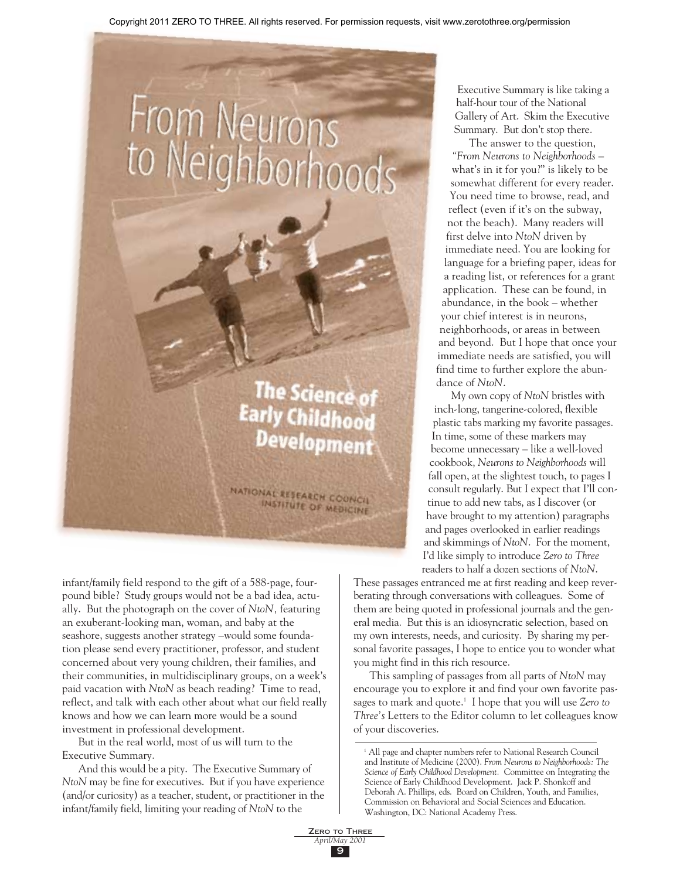infant/family field respond to the gift of a 588-page, four-pound bible? Study groups would not be a bad idea, actually. But the photograph on the cover of *NtoN,* featuring an exuberant-looking man, woman, and baby at the seashore, suggests another strategy –would some foundation please send every practitioner, professor, and student concerned about very young children, their families, and their communities, in multidisciplinary groups, on a week's paid vacation with *NtoN* as beach reading? Time to read, reflect, and talk with each other about what our field really knows and how we can learn more would be a sound investment in professional development.

But in the real world, most of us will turn to the Executive Summary.

And this would be a pity. The Executive Summary of *NtoN* may be fine for executives. But if you have experience (and/or curiosity) as a teacher, student, or practitioner in the infant/family field, limiting your reading of *NtoN* to the Executive Summary is like taking a half-hour tour of the National Gallery of Art. Skim the Executive Summary. But don't stop there.

The answer to the question, *"From Neurons to Neighborhoods* – what's in it for you?" is likely to be somewhat different for every reader. You need time to browse, read, and reflect (even if it's on the subway, not the beach). Many readers will first delve into *NtoN* driven by immediate need. You are looking for language for a briefing paper, ideas for a reading list, or references for a grant application. These can be found, in abundance, in the book – whether your chief interest is in neurons, neighborhoods, or areas in between and beyond. But I hope that once your immediate needs are satisfied, you will find time to further explore the abundance of *NtoN*.

My own copy of *NtoN* bristles with inch-long, tangerine-colored, flexible plastic tabs marking my favorite passages. In time, some of these markers may become unnecessary – like a well-loved cookbook, *Neurons to Neighborhoods* will fall open, at the slightest touch, to pages I consult regularly. But I expect that I'll continue to add new tabs, as I discover (or have brought to my attention) paragraphs and pages overlooked in earlier readings and skimmings of *NtoN*. For the moment, I'd like simply to introduce *Zero to Three* readers to half a dozen sections of *NtoN*. These passages entranced me at first reading and keep reverberating through conversations with colleagues. Some of them are being quoted in professional journals and the general media. But this is an idiosyncratic selection, based on my own interests, needs, and curiosity. By sharing my personal favorite passages, I hope to entice you to wonder what you might find in this rich resource.

This sampling of passages from all parts of *NtoN* may encourage you to explore it and find your own favorite passages to mark and quote.[1] I hope that you will use *Zero to Three's* Letters to the Editor column to let colleagues know of your discoveries.

[1] All page and chapter numbers refer to National Research Council and Institute of Medicine (2000). *From Neurons to Neighborhoods: The Science of Early Childhood Development*. Committee on Integrating the Science of Early Childhood Development. Jack P. Shonkoff and Deborah A. Phillips, eds. Board on Children, Youth, and Families, Commission on Behavioral and Social Sciences and Education. Washington, DC: National Academy Press.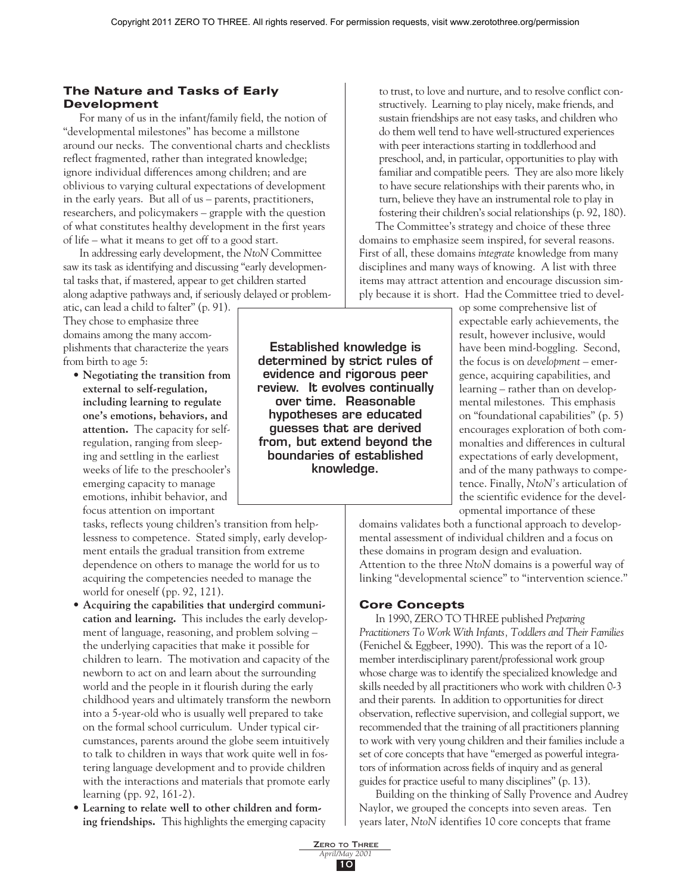## The Nature and Tasks of Early Development

For many of us in the infant/family field, the notion of "developmental milestones" has become a millstone around our necks. The conventional charts and checklists reflect fragmented, rather than integrated knowledge; ignore individual differences among children; and are oblivious to varying cultural expectations of development in the early years. But all of us – parents, practitioners, researchers, and policymakers – grapple with the question of what constitutes healthy development in the first years of life – what it means to get off to a good start.

In addressing early development, the *NtoN* Committee saw its task as identifying and discussing "early developmental tasks that, if mastered, appear to get children started along adaptive pathways and, if seriously delayed or problematic, can lead a child to falter" (p. 91). They chose to emphasize three domains among the many accomplishments that characterize the years from birth to age 5:

- **Negotiating the transition from external to self-regulation, including learning to regulate one's emotions, behaviors, and attention.** The capacity for self-regulation, ranging from sleeping and settling in the earliest weeks of life to the preschooler's emerging capacity to manage emotions, inhibit behavior, and focus attention on important tasks, reflects young children's transition from helplessness to competence. Stated simply, early development entails the gradual transition from extreme dependence on others to manage the world for us to acquiring the competencies needed to manage the world for oneself (pp. 92, 121).
- **Acquiring the capabilities that undergird communication and learning.** This includes the early development of language, reasoning, and problem solving – the underlying capacities that make it possible for children to learn. The motivation and capacity of the newborn to act on and learn about the surrounding world and the people in it flourish during the early childhood years and ultimately transform the newborn into a 5-year-old who is usually well prepared to take on the formal school curriculum. Under typical circumstances, parents around the globe seem intuitively to talk to children in ways that work quite well in fostering language development and to provide children with the interactions and materials that promote early learning (pp. 92, 161-2).
- **Learning to relate well to other children and forming friendships.** This highlights the emerging capacity to trust, to love and nurture, and to resolve conflict constructively. Learning to play nicely, make friends, and sustain friendships are not easy tasks, and children who do them well tend to have well-structured experiences with peer interactions starting in toddlerhood and preschool, and, in particular, opportunities to play with familiar and compatible peers. They are also more likely to have secure relationships with their parents who, in turn, believe they have an instrumental role to play in fostering their children's social relationships (p. 92, 180).

**Established knowledge is determined by strict rules of evidence and rigorous peer review. It evolves continually over time. Reasonable hypotheses are educated guesses that are derived from, but extend beyond the boundaries of established knowledge.**

The Committee's strategy and choice of these three domains to emphasize seem inspired, for several reasons. First of all, these domains *integrate* knowledge from many disciplines and many ways of knowing. A list with three items may attract attention and encourage discussion simply because it is short. Had the Committee tried to develop some comprehensive list of expectable early achievements, the result, however inclusive, would have been mind-boggling. Second, the focus is on *development* – emergence, acquiring capabilities, and learning – rather than on developmental milestones. This emphasis on "foundational capabilities" (p. 5) encourages exploration of both commonalties and differences in cultural expectations of early development, and of the many pathways to competence. Finally, *NtoN's* articulation of the scientific evidence for the developmental importance of these domains validates both a functional approach to developmental assessment of individual children and a focus on these domains in program design and evaluation. Attention to the three *NtoN* domains is a powerful way of linking "developmental science" to "intervention science."

## Core Concepts

In 1990, ZERO TO THREE published *Preparing Practitioners To Work With Infants, Toddlers and Their Families* (Fenichel & Eggbeer, 1990). This was the report of a 10-member interdisciplinary parent/professional work group whose charge was to identify the specialized knowledge and skills needed by all practitioners who work with children 0-3 and their parents. In addition to opportunities for direct observation, reflective supervision, and collegial support, we recommended that the training of all practitioners planning to work with very young children and their families include a set of core concepts that have "emerged as powerful integrators of information across fields of inquiry and as general guides for practice useful to many disciplines" (p. 13).

Building on the thinking of Sally Provence and Audrey Naylor, we grouped the concepts into seven areas. Ten years later, *NtoN* identifies 10 core concepts that frame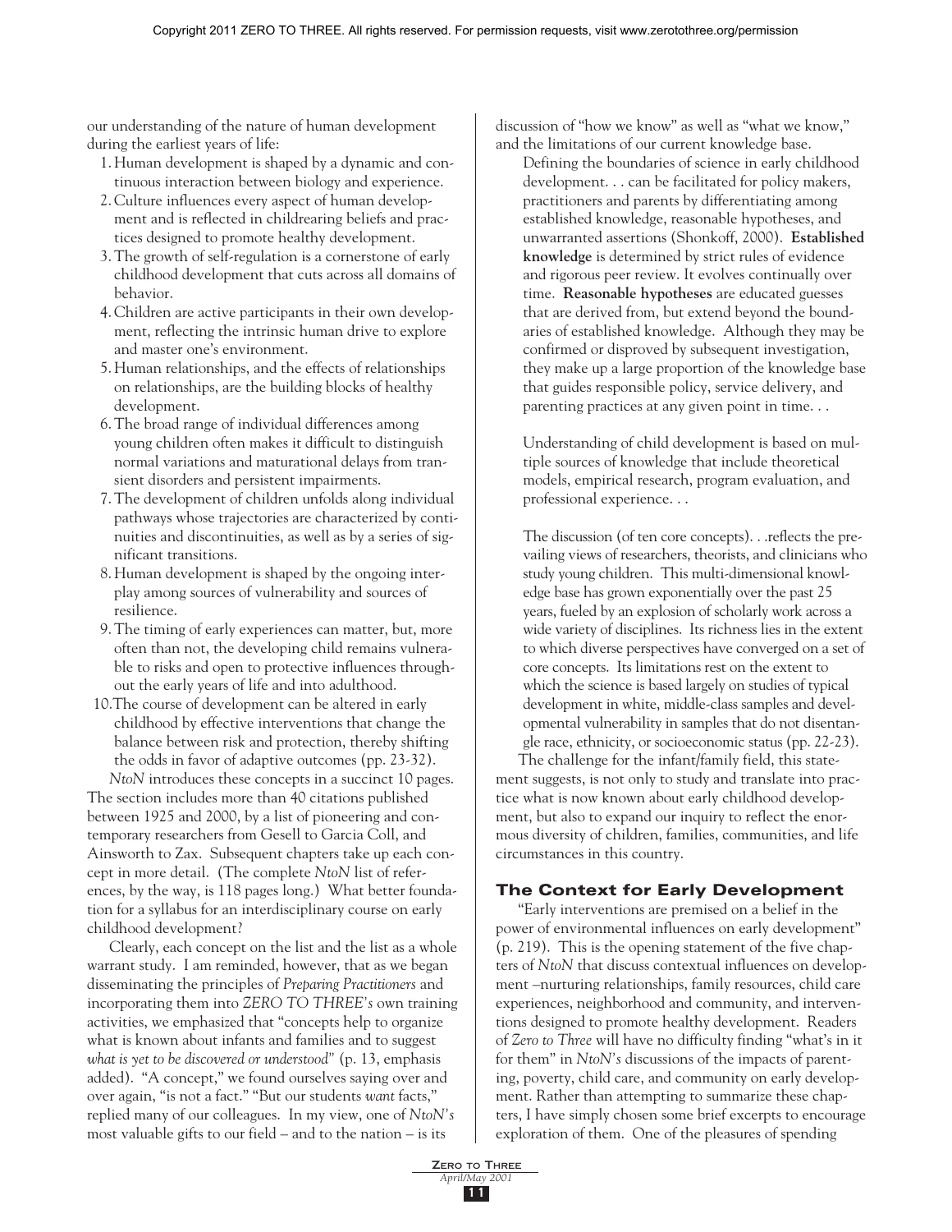our understanding of the nature of human development during the earliest years of life:

1. Human development is shaped by a dynamic and continuous interaction between biology and experience.
2. Culture influences every aspect of human development and is reflected in childrearing beliefs and practices designed to promote healthy development.
3. The growth of self-regulation is a cornerstone of early childhood development that cuts across all domains of behavior.
4. Children are active participants in their own development, reflecting the intrinsic human drive to explore and master one's environment.
5. Human relationships, and the effects of relationships on relationships, are the building blocks of healthy development.
6. The broad range of individual differences among young children often makes it difficult to distinguish normal variations and maturational delays from transient disorders and persistent impairments.
7. The development of children unfolds along individual pathways whose trajectories are characterized by continuities and discontinuities, as well as by a series of significant transitions.
8. Human development is shaped by the ongoing interplay among sources of vulnerability and sources of resilience.
9. The timing of early experiences can matter, but, more often than not, the developing child remains vulnerable to risks and open to protective influences throughout the early years of life and into adulthood.
10. The course of development can be altered in early childhood by effective interventions that change the balance between risk and protection, thereby shifting the odds in favor of adaptive outcomes (pp. 23-32).

*NtoN* introduces these concepts in a succinct 10 pages. The section includes more than 40 citations published between 1925 and 2000, by a list of pioneering and contemporary researchers from Gesell to Garcia Coll, and Ainsworth to Zax. Subsequent chapters take up each concept in more detail. (The complete *NtoN* list of references, by the way, is 118 pages long.) What better foundation for a syllabus for an interdisciplinary course on early childhood development?

Clearly, each concept on the list and the list as a whole warrant study. I am reminded, however, that as we began disseminating the principles of *Preparing Practitioners* and incorporating them into *ZERO TO THREE's* own training activities, we emphasized that "concepts help to organize what is known about infants and families and to suggest *what is yet to be discovered or understood*" (p. 13, emphasis added). "A concept," we found ourselves saying over and over again, "is not a fact." "But our students *want* facts," replied many of our colleagues. In my view, one of *NtoN's* most valuable gifts to our field – and to the nation – is its discussion of "how we know" as well as "what we know," and the limitations of our current knowledge base.

> Defining the boundaries of science in early childhood development. . . can be facilitated for policy makers, practitioners and parents by differentiating among established knowledge, reasonable hypotheses, and unwarranted assertions (Shonkoff, 2000). **Established knowledge** is determined by strict rules of evidence and rigorous peer review. It evolves continually over time. **Reasonable hypotheses** are educated guesses that are derived from, but extend beyond the boundaries of established knowledge. Although they may be confirmed or disproved by subsequent investigation, they make up a large proportion of the knowledge base that guides responsible policy, service delivery, and parenting practices at any given point in time. . .
>
> Understanding of child development is based on multiple sources of knowledge that include theoretical models, empirical research, program evaluation, and professional experience. . .
>
> The discussion (of ten core concepts). . .reflects the prevailing views of researchers, theorists, and clinicians who study young children. This multi-dimensional knowledge base has grown exponentially over the past 25 years, fueled by an explosion of scholarly work across a wide variety of disciplines. Its richness lies in the extent to which diverse perspectives have converged on a set of core concepts. Its limitations rest on the extent to which the science is based largely on studies of typical development in white, middle-class samples and developmental vulnerability in samples that do not disentangle race, ethnicity, or socioeconomic status (pp. 22-23).

The challenge for the infant/family field, this statement suggests, is not only to study and translate into practice what is now known about early childhood development, but also to expand our inquiry to reflect the enormous diversity of children, families, communities, and life circumstances in this country.

## The Context for Early Development

"Early interventions are premised on a belief in the power of environmental influences on early development" (p. 219). This is the opening statement of the five chapters of *NtoN* that discuss contextual influences on development –nurturing relationships, family resources, child care experiences, neighborhood and community, and interventions designed to promote healthy development. Readers of *Zero to Three* will have no difficulty finding "what's in it for them" in *NtoN's* discussions of the impacts of parenting, poverty, child care, and community on early development. Rather than attempting to summarize these chapters, I have simply chosen some brief excerpts to encourage exploration of them. One of the pleasures of spending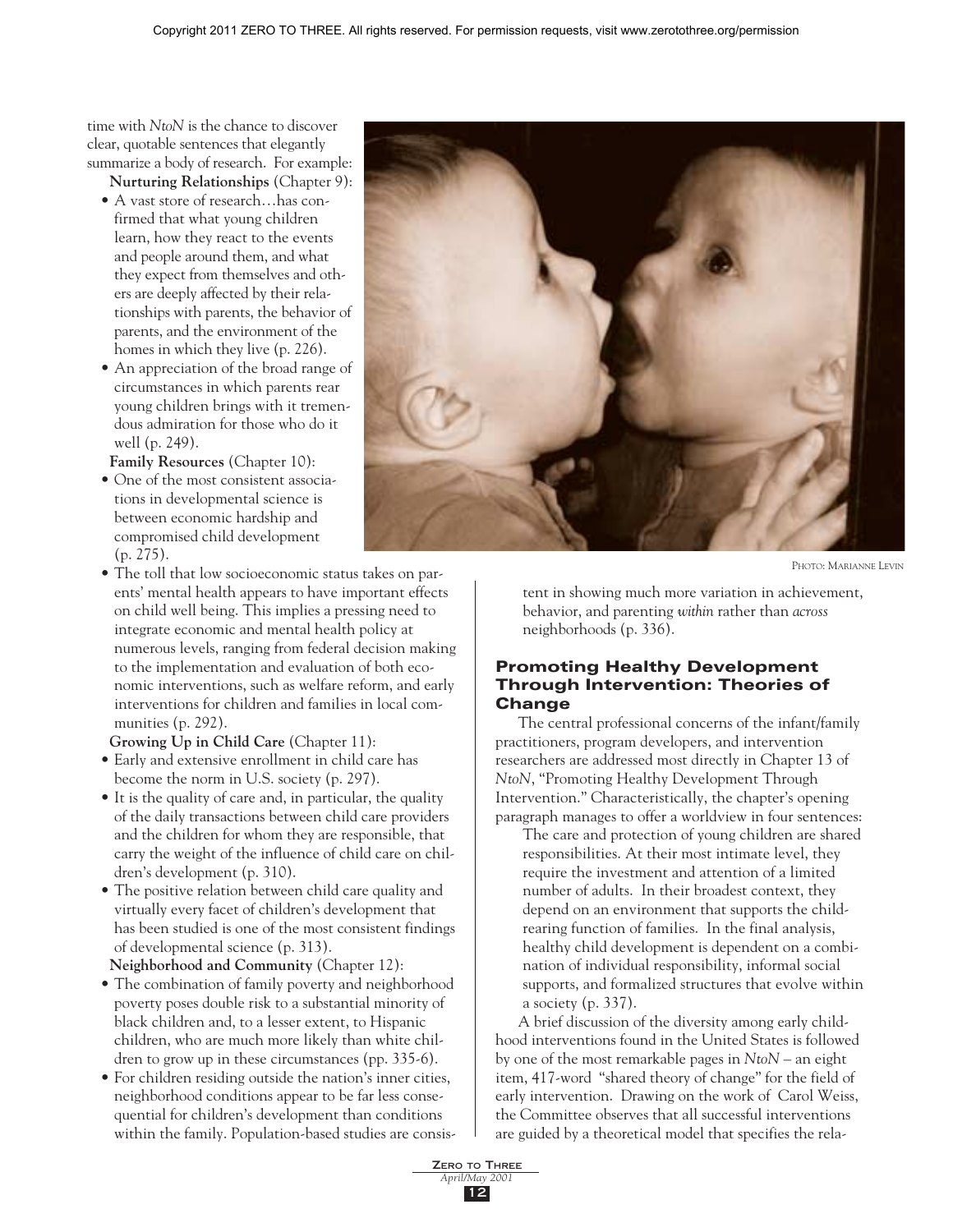time with *NtoN* is the chance to discover clear, quotable sentences that elegantly summarize a body of research. For example:

**Nurturing Relationships** (Chapter 9):

- A vast store of research…has confirmed that what young children learn, how they react to the events and people around them, and what they expect from themselves and others are deeply affected by their relationships with parents, the behavior of parents, and the environment of the homes in which they live (p. 226).
- An appreciation of the broad range of circumstances in which parents rear young children brings with it tremendous admiration for those who do it well (p. 249).

**Family Resources** (Chapter 10):

- One of the most consistent associations in developmental science is between economic hardship and compromised child development (p. 275).
- The toll that low socioeconomic status takes on parents' mental health appears to have important effects on child well being. This implies a pressing need to integrate economic and mental health policy at numerous levels, ranging from federal decision making to the implementation and evaluation of both economic interventions, such as welfare reform, and early interventions for children and families in local communities (p. 292).

**Growing Up in Child Care** (Chapter 11):

- Early and extensive enrollment in child care has become the norm in U.S. society (p. 297).
- It is the quality of care and, in particular, the quality of the daily transactions between child care providers and the children for whom they are responsible, that carry the weight of the influence of child care on children's development (p. 310).
- The positive relation between child care quality and virtually every facet of children's development that has been studied is one of the most consistent findings of developmental science (p. 313).

**Neighborhood and Community** (Chapter 12):

- The combination of family poverty and neighborhood poverty poses double risk to a substantial minority of black children and, to a lesser extent, to Hispanic children, who are much more likely than white children to grow up in these circumstances (pp. 335-6).
- For children residing outside the nation's inner cities, neighborhood conditions appear to be far less consequential for children's development than conditions within the family. Population-based studies are consistent in showing much more variation in achievement, behavior, and parenting *within* rather than *across* neighborhoods (p. 336).

PHOTO: MARIANNE LEVIN

## Promoting Healthy Development Through Intervention: Theories of Change

The central professional concerns of the infant/family practitioners, program developers, and intervention researchers are addressed most directly in Chapter 13 of *NtoN*, "Promoting Healthy Development Through Intervention." Characteristically, the chapter's opening paragraph manages to offer a worldview in four sentences:

> The care and protection of young children are shared responsibilities. At their most intimate level, they require the investment and attention of a limited number of adults. In their broadest context, they depend on an environment that supports the child-rearing function of families. In the final analysis, healthy child development is dependent on a combination of individual responsibility, informal social supports, and formalized structures that evolve within a society (p. 337).

A brief discussion of the diversity among early childhood interventions found in the United States is followed by one of the most remarkable pages in *NtoN* – an eight item, 417-word "shared theory of change" for the field of early intervention. Drawing on the work of Carol Weiss, the Committee observes that all successful interventions are guided by a theoretical model that specifies the rela-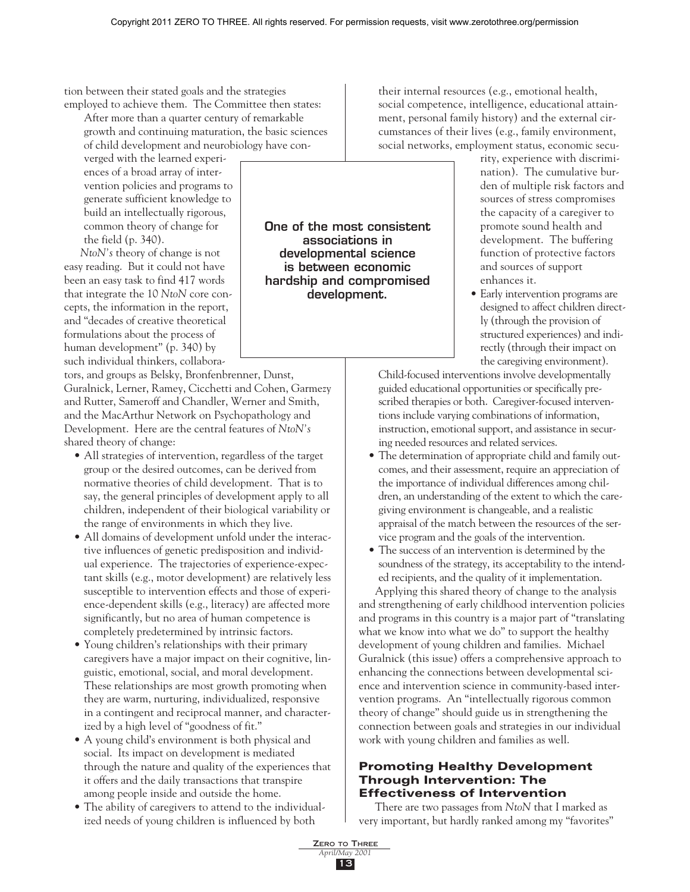tion between their stated goals and the strategies employed to achieve them. The Committee then states:

> After more than a quarter century of remarkable growth and continuing maturation, the basic sciences of child development and neurobiology have converged with the learned experiences of a broad array of intervention policies and programs to generate sufficient knowledge to build an intellectually rigorous, common theory of change for the field (p. 340).

*NtoN's* theory of change is not easy reading. But it could not have been an easy task to find 417 words that integrate the 10 *NtoN* core concepts, the information in the report, and "decades of creative theoretical formulations about the process of human development" (p. 340) by such individual thinkers, collaborators, and groups as Belsky, Bronfenbrenner, Dunst, Guralnick, Lerner, Ramey, Cicchetti and Cohen, Garmezy and Rutter, Sameroff and Chandler, Werner and Smith, and the MacArthur Network on Psychopathology and Development. Here are the central features of *NtoN's* shared theory of change:

**One of the most consistent associations in developmental science is between economic hardship and compromised development.**

- All strategies of intervention, regardless of the target group or the desired outcomes, can be derived from normative theories of child development. That is to say, the general principles of development apply to all children, independent of their biological variability or the range of environments in which they live.
- All domains of development unfold under the interactive influences of genetic predisposition and individual experience. The trajectories of experience-expectant skills (e.g., motor development) are relatively less susceptible to intervention effects and those of experience-dependent skills (e.g., literacy) are affected more significantly, but no area of human competence is completely predetermined by intrinsic factors.
- Young children's relationships with their primary caregivers have a major impact on their cognitive, linguistic, emotional, social, and moral development. These relationships are most growth promoting when they are warm, nurturing, individualized, responsive in a contingent and reciprocal manner, and characterized by a high level of "goodness of fit."
- A young child's environment is both physical and social. Its impact on development is mediated through the nature and quality of the experiences that it offers and the daily transactions that transpire among people inside and outside the home.
- The ability of caregivers to attend to the individualized needs of young children is influenced by both their internal resources (e.g., emotional health, social competence, intelligence, educational attainment, personal family history) and the external circumstances of their lives (e.g., family environment, social networks, employment status, economic security, experience with discrimination). The cumulative burden of multiple risk factors and sources of stress compromises the capacity of a caregiver to promote sound health and development. The buffering function of protective factors and sources of support enhances it.
- Early intervention programs are designed to affect children directly (through the provision of structured experiences) and indirectly (through their impact on the caregiving environment).
  Child-focused interventions involve developmentally guided educational opportunities or specifically prescribed therapies or both. Caregiver-focused interventions include varying combinations of information, instruction, emotional support, and assistance in securing needed resources and related services.
- The determination of appropriate child and family outcomes, and their assessment, require an appreciation of the importance of individual differences among children, an understanding of the extent to which the caregiving environment is changeable, and a realistic appraisal of the match between the resources of the service program and the goals of the intervention.
- The success of an intervention is determined by the soundness of the strategy, its acceptability to the intended recipients, and the quality of it implementation.

Applying this shared theory of change to the analysis and strengthening of early childhood intervention policies and programs in this country is a major part of "translating what we know into what we do" to support the healthy development of young children and families. Michael Guralnick (this issue) offers a comprehensive approach to enhancing the connections between developmental science and intervention science in community-based intervention programs. An "intellectually rigorous common theory of change" should guide us in strengthening the connection between goals and strategies in our individual work with young children and families as well.

## Promoting Healthy Development Through Intervention: The Effectiveness of Intervention

There are two passages from *NtoN* that I marked as very important, but hardly ranked among my "favorites"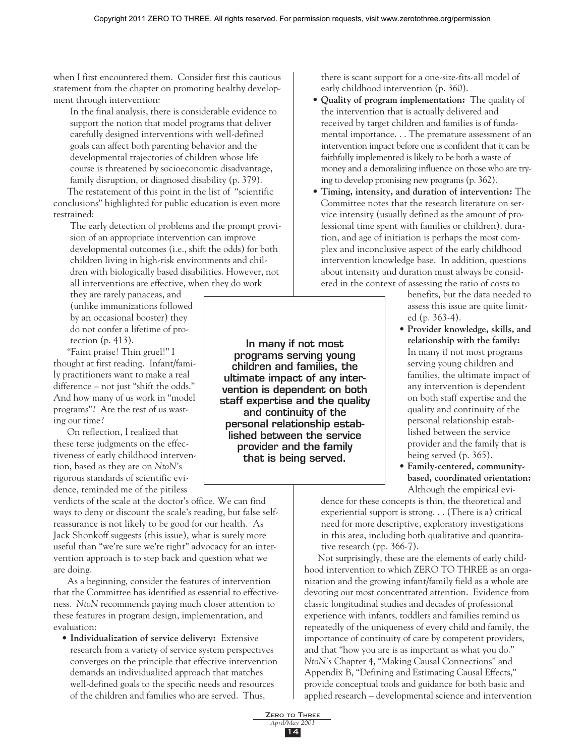when I first encountered them. Consider first this cautious statement from the chapter on promoting healthy development through intervention:

> In the final analysis, there is considerable evidence to support the notion that model programs that deliver carefully designed interventions with well-defined goals can affect both parenting behavior and the developmental trajectories of children whose life course is threatened by socioeconomic disadvantage, family disruption, or diagnosed disability (p. 379).

The restatement of this point in the list of "scientific conclusions" highlighted for public education is even more restrained:

> The early detection of problems and the prompt provision of an appropriate intervention can improve developmental outcomes (i.e., shift the odds) for both children living in high-risk environments and children with biologically based disabilities. However, not all interventions are effective, when they do work they are rarely panaceas, and (unlike immunizations followed by an occasional booster) they do not confer a lifetime of protection (p. 413).

"Faint praise! Thin gruel!" I thought at first reading. Infant/family practitioners want to make a real difference – not just "shift the odds." And how many of us work in "model programs"? Are the rest of us wasting our time?

On reflection, I realized that these terse judgments on the effectiveness of early childhood intervention, based as they are on *NtoN*'s rigorous standards of scientific evidence, reminded me of the pitiless verdicts of the scale at the doctor's office. We can find ways to deny or discount the scale's reading, but false self-reassurance is not likely to be good for our health. As Jack Shonkoff suggests (this issue), what is surely more useful than "we're sure we're right" advocacy for an intervention approach is to step back and question what we are doing.

As a beginning, consider the features of intervention that the Committee has identified as essential to effectiveness. *NtoN* recommends paying much closer attention to these features in program design, implementation, and evaluation:

- **Individualization of service delivery:** Extensive research from a variety of service system perspectives converges on the principle that effective intervention demands an individualized approach that matches well-defined goals to the specific needs and resources of the children and families who are served. Thus, there is scant support for a one-size-fits-all model of early childhood intervention (p. 360).
- **Quality of program implementation:** The quality of the intervention that is actually delivered and received by target children and families is of fundamental importance. . . The premature assessment of an intervention impact before one is confident that it can be faithfully implemented is likely to be both a waste of money and a demoralizing influence on those who are trying to develop promising new programs (p. 362).
- **Timing, intensity, and duration of intervention:** The Committee notes that the research literature on service intensity (usually defined as the amount of professional time spent with families or children), duration, and age of initiation is perhaps the most complex and inconclusive aspect of the early childhood intervention knowledge base. In addition, questions about intensity and duration must always be considered in the context of assessing the ratio of costs to benefits, but the data needed to assess this issue are quite limited (p. 363-4).
- **Provider knowledge, skills, and relationship with the family:** In many if not most programs serving young children and families, the ultimate impact of any intervention is dependent on both staff expertise and the quality and continuity of the personal relationship established between the service provider and the family that is being served (p. 365).
- **Family-centered, community-based, coordinated orientation:** Although the empirical evidence for these concepts is thin, the theoretical and experiential support is strong. . . (There is a) critical need for more descriptive, exploratory investigations in this area, including both qualitative and quantitative research (pp. 366-7).

**In many if not most programs serving young children and families, the ultimate impact of any intervention is dependent on both staff expertise and the quality and continuity of the personal relationship established between the service provider and the family that is being served.**

Not surprisingly, these are the elements of early childhood intervention to which ZERO TO THREE as an organization and the growing infant/family field as a whole are devoting our most concentrated attention. Evidence from classic longitudinal studies and decades of professional experience with infants, toddlers and families remind us repeatedly of the uniqueness of every child and family, the importance of continuity of care by competent providers, and that "how you are is as important as what you do." *NtoN's* Chapter 4, "Making Causal Connections" and Appendix B, "Defining and Estimating Causal Effects," provide conceptual tools and guidance for both basic and applied research – developmental science and intervention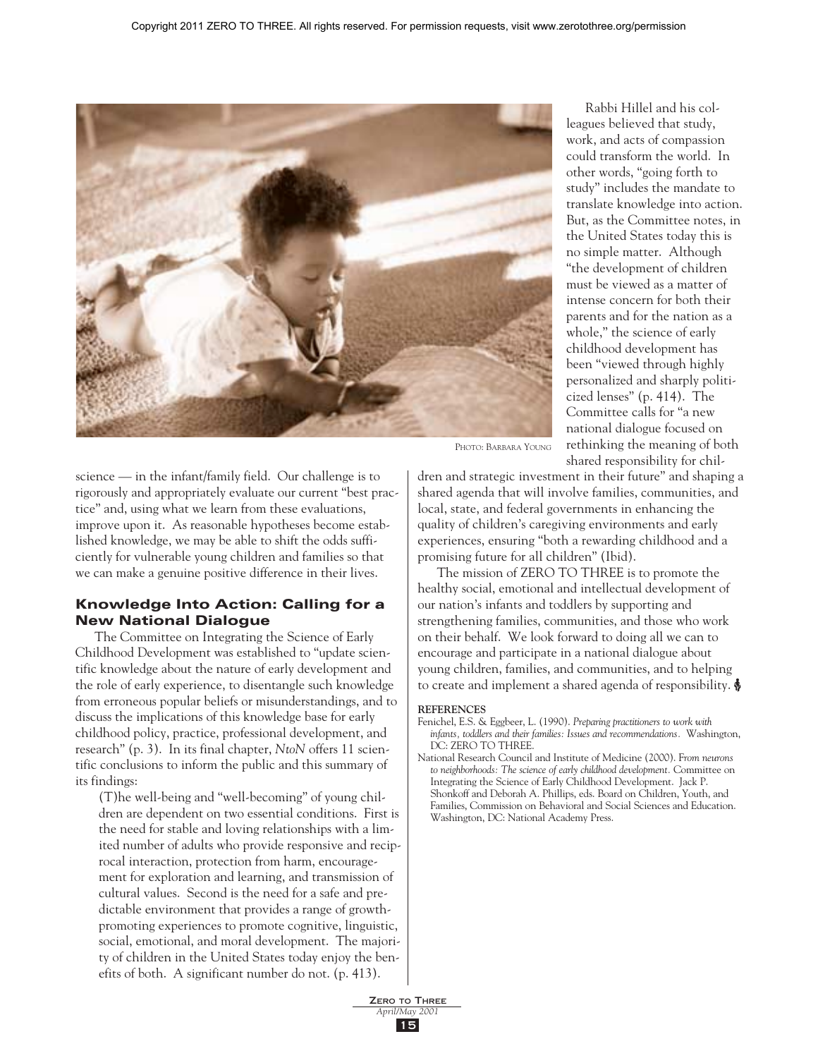Rabbi Hillel and his colleagues believed that study, work, and acts of compassion could transform the world. In other words, "going forth to study" includes the mandate to translate knowledge into action. But, as the Committee notes, in the United States today this is no simple matter. Although "the development of children must be viewed as a matter of intense concern for both their parents and for the nation as a whole," the science of early childhood development has been "viewed through highly personalized and sharply politicized lenses" (p. 414). The Committee calls for "a new national dialogue focused on rethinking the meaning of both shared responsibility for children and strategic investment in their future" and shaping a shared agenda that will involve families, communities, and local, state, and federal governments in enhancing the quality of children's caregiving environments and early experiences, ensuring "both a rewarding childhood and a promising future for all children" (Ibid).

PHOTO: BARBARA YOUNG

science — in the infant/family field. Our challenge is to rigorously and appropriately evaluate our current "best practice" and, using what we learn from these evaluations, improve upon it. As reasonable hypotheses become established knowledge, we may be able to shift the odds sufficiently for vulnerable young children and families so that we can make a genuine positive difference in their lives.

## Knowledge Into Action: Calling for a New National Dialogue

The Committee on Integrating the Science of Early Childhood Development was established to "update scientific knowledge about the nature of early development and the role of early experience, to disentangle such knowledge from erroneous popular beliefs or misunderstandings, and to discuss the implications of this knowledge base for early childhood policy, practice, professional development, and research" (p. 3). In its final chapter, *NtoN* offers 11 scientific conclusions to inform the public and this summary of its findings:

> (T)he well-being and "well-becoming" of young children are dependent on two essential conditions. First is the need for stable and loving relationships with a limited number of adults who provide responsive and reciprocal interaction, protection from harm, encouragement for exploration and learning, and transmission of cultural values. Second is the need for a safe and predictable environment that provides a range of growth-promoting experiences to promote cognitive, linguistic, social, emotional, and moral development. The majority of children in the United States today enjoy the benefits of both. A significant number do not. (p. 413).

The mission of ZERO TO THREE is to promote the healthy social, emotional and intellectual development of our nation's infants and toddlers by supporting and strengthening families, communities, and those who work on their behalf. We look forward to doing all we can to encourage and participate in a national dialogue about young children, families, and communities, and to helping to create and implement a shared agenda of responsibility.

**REFERENCES**

Fenichel, E.S. & Eggbeer, L. (1990). *Preparing practitioners to work with infants, toddlers and their families: Issues and recommendations*. Washington, DC: ZERO TO THREE.

National Research Council and Institute of Medicine (2000). *From neurons to neighborhoods: The science of early childhood development*. Committee on Integrating the Science of Early Childhood Development. Jack P. Shonkoff and Deborah A. Phillips, eds. Board on Children, Youth, and Families, Commission on Behavioral and Social Sciences and Education. Washington, DC: National Academy Press.